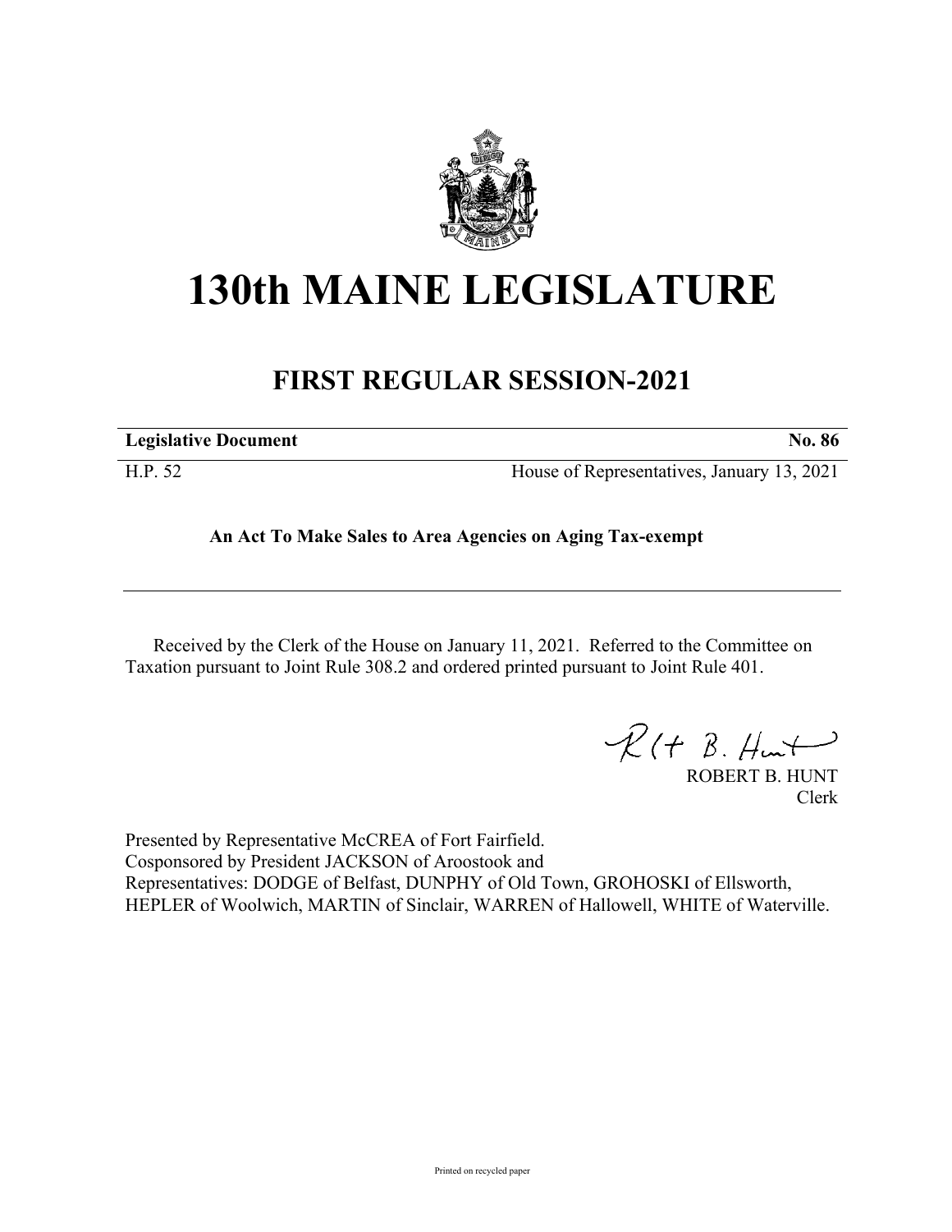# 130th MAINE LEGISLATURE

## FIRST REGULAR SESSION-2021

**Legislative Document** **No. 86**

H.P. 52 House of Representatives, January 13, 2021

**An Act To Make Sales to Area Agencies on Aging Tax-exempt**

Received by the Clerk of the House on January 11, 2021. Referred to the Committee on Taxation pursuant to Joint Rule 308.2 and ordered printed pursuant to Joint Rule 401.

ROBERT B. HUNT
Clerk

Presented by Representative McCREA of Fort Fairfield.
Cosponsored by President JACKSON of Aroostook and
Representatives: DODGE of Belfast, DUNPHY of Old Town, GROHOSKI of Ellsworth, HEPLER of Woolwich, MARTIN of Sinclair, WARREN of Hallowell, WHITE of Waterville.

Printed on recycled paper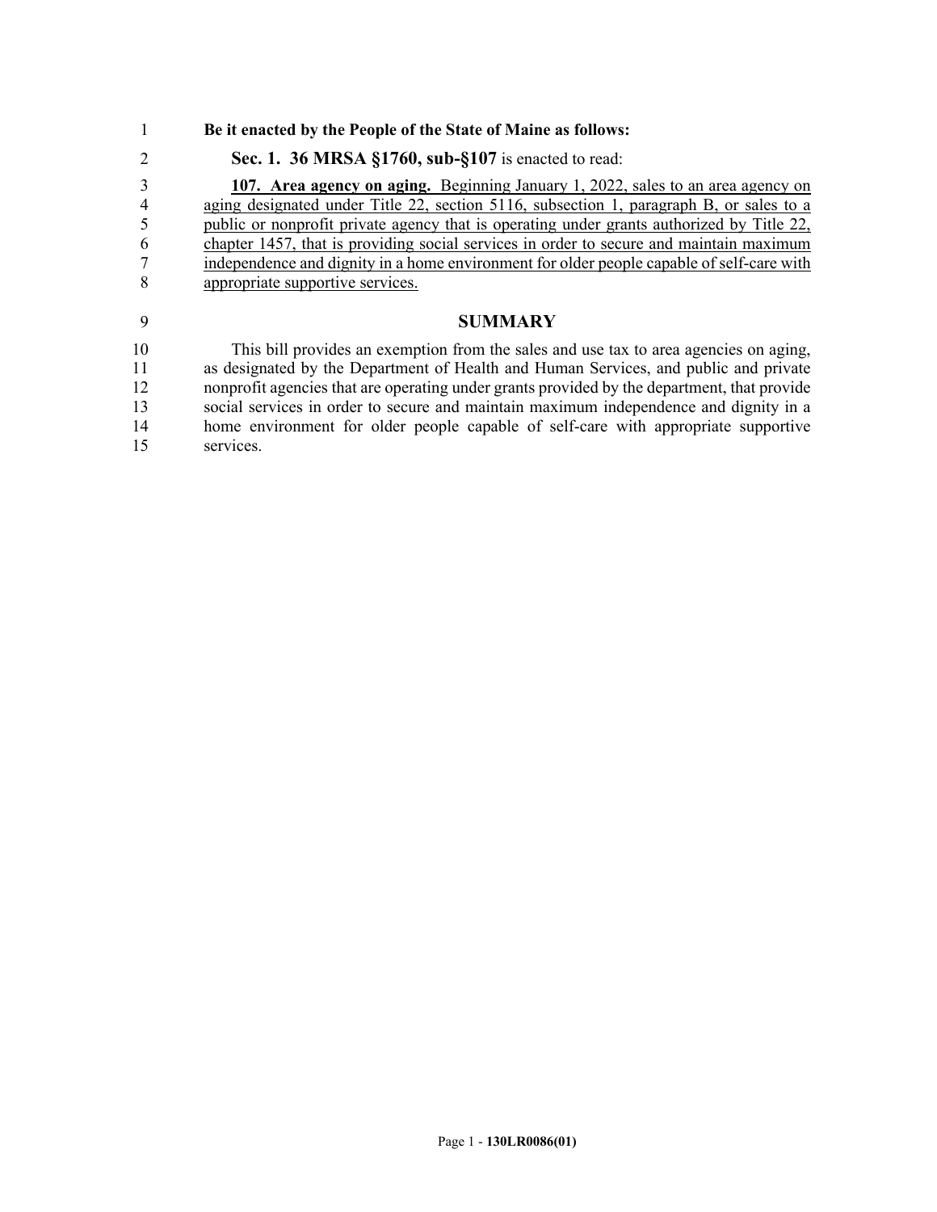**Be it enacted by the People of the State of Maine as follows:**

**Sec. 1. 36 MRSA §1760, sub-§107** is enacted to read:

**107. Area agency on aging.** Beginning January 1, 2022, sales to an area agency on aging designated under Title 22, section 5116, subsection 1, paragraph B, or sales to a public or nonprofit private agency that is operating under grants authorized by Title 22, chapter 1457, that is providing social services in order to secure and maintain maximum independence and dignity in a home environment for older people capable of self-care with appropriate supportive services.

## SUMMARY

This bill provides an exemption from the sales and use tax to area agencies on aging, as designated by the Department of Health and Human Services, and public and private nonprofit agencies that are operating under grants provided by the department, that provide social services in order to secure and maintain maximum independence and dignity in a home environment for older people capable of self-care with appropriate supportive services.